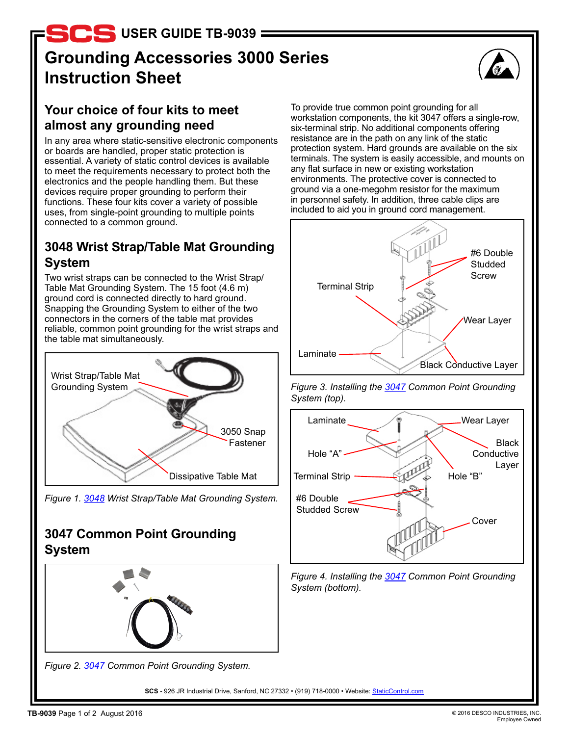# USER GUIDE TB-9039

# Grounding Accessories 3000 Series Instruction Sheet

## Your choice of four kits to meet almost any grounding need

In any area where static-sensitive electronic components or boards are handled, proper static protection is essential. A variety of static control devices is available to meet the requirements necessary to protect both the electronics and the people handling them. But these devices require proper grounding to perform their functions. These four kits cover a variety of possible uses, from single-point grounding to multiple points connected to a common ground.

## 3048 Wrist Strap/Table Mat Grounding System

Two wrist straps can be connected to the Wrist Strap/Table Mat Grounding System. The 15 foot (4.6 m) ground cord is connected directly to hard ground. Snapping the Grounding System to either of the two connectors in the corners of the table mat provides reliable, common point grounding for the wrist straps and the table mat simultaneously.

Wrist Strap/Table Mat Grounding System

3050 Snap Fastener

Dissipative Table Mat

*Figure 1. 3048 Wrist Strap/Table Mat Grounding System.*

## 3047 Common Point Grounding System

*Figure 2. 3047 Common Point Grounding System.*

To provide true common point grounding for all workstation components, the kit 3047 offers a single-row, six-terminal strip. No additional components offering resistance are in the path on any link of the static protection system. Hard grounds are available on the six terminals. The system is easily accessible, and mounts on any flat surface in new or existing workstation environments. The protective cover is connected to ground via a one-megohm resistor for the maximum in personnel safety. In addition, three cable clips are included to aid you in ground cord management.

Terminal Strip

#6 Double Studded Screw

Wear Layer

Laminate

Black Conductive Layer

*Figure 3. Installing the 3047 Common Point Grounding System (top).*

Laminate

Wear Layer

Hole "A"

Black Conductive Layer

Terminal Strip

Hole "B"

#6 Double Studded Screw

Cover

*Figure 4. Installing the 3047 Common Point Grounding System (bottom).*

**SCS** - 926 JR Industrial Drive, Sanford, NC 27332 • (919) 718-0000 • Website: StaticControl.com

© 2016 DESCO INDUSTRIES, INC.
Employee Owned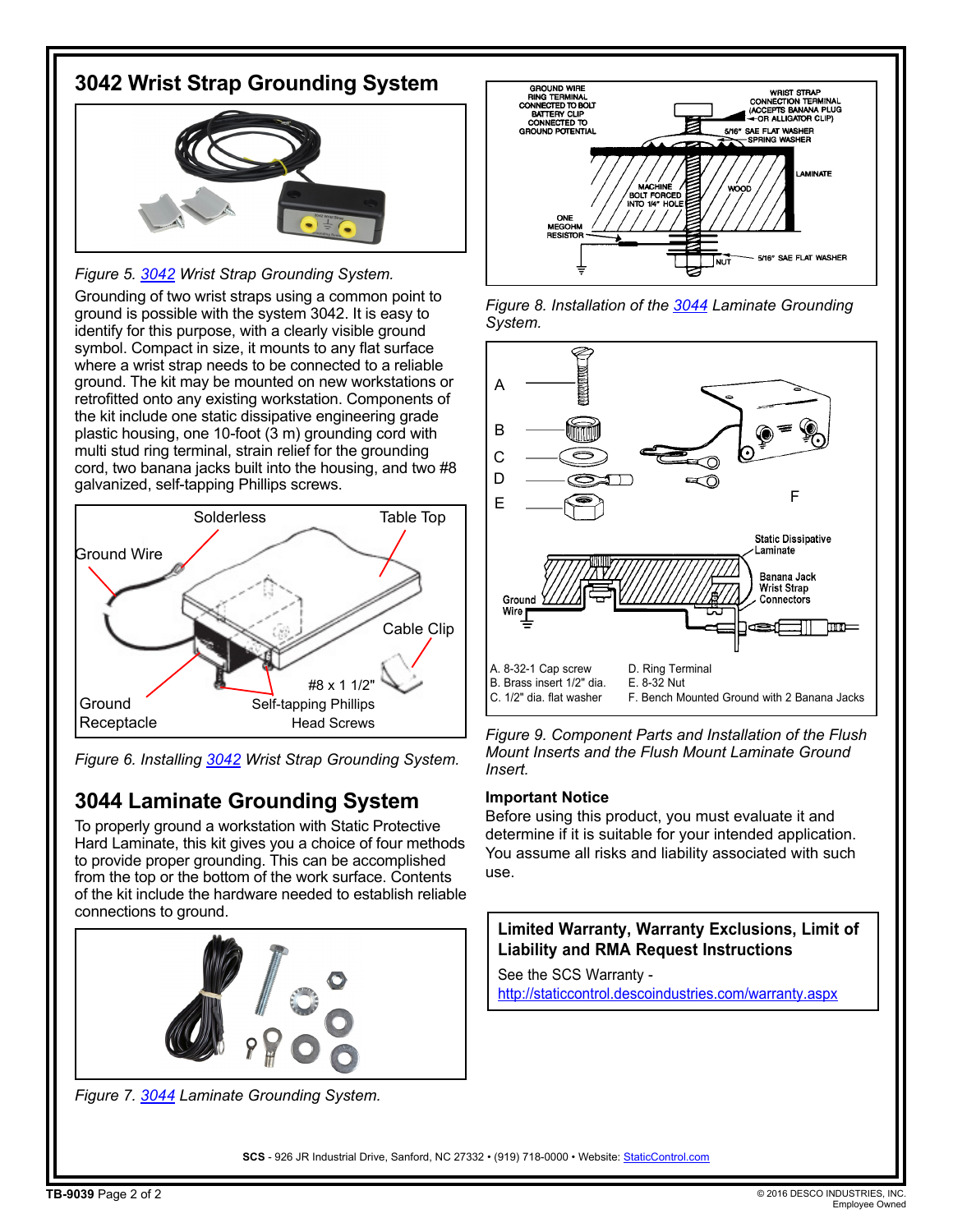## 3042 Wrist Strap Grounding System

*Figure 5. 3042 Wrist Strap Grounding System.*

Grounding of two wrist straps using a common point to ground is possible with the system 3042. It is easy to identify for this purpose, with a clearly visible ground symbol. Compact in size, it mounts to any flat surface where a wrist strap needs to be connected to a reliable ground. The kit may be mounted on new workstations or retrofitted onto any existing workstation. Components of the kit include one static dissipative engineering grade plastic housing, one 10-foot (3 m) grounding cord with multi stud ring terminal, strain relief for the grounding cord, two banana jacks built into the housing, and two #8 galvanized, self-tapping Phillips screws.

Solderless
Table Top
Ground Wire
Cable Clip
Ground Receptacle
#8 x 1 1/2" Self-tapping Phillips Head Screws

*Figure 6. Installing 3042 Wrist Strap Grounding System.*

## 3044 Laminate Grounding System

To properly ground a workstation with Static Protective Hard Laminate, this kit gives you a choice of four methods to provide proper grounding. This can be accomplished from the top or the bottom of the work surface. Contents of the kit include the hardware needed to establish reliable connections to ground.

*Figure 7. 3044 Laminate Grounding System.*

GROUND WIRE RING TERMINAL CONNECTED TO BOLT BATTERY CLIP CONNECTED TO GROUND POTENTIAL
WRIST STRAP CONNECTION TERMINAL (ACCEPTS BANANA PLUG OR ALLIGATOR CLIP)
5/16" SAE FLAT WASHER
SPRING WASHER
LAMINATE
WOOD
MACHINE BOLT FORCED INTO 1/4" HOLE
ONE MEGOHM RESISTOR
NUT
5/16" SAE FLAT WASHER

*Figure 8. Installation of the 3044 Laminate Grounding System.*

A
B
C
D
E
F
Static Dissipative Laminate
Banana Jack Wrist Strap Connectors
Ground Wire

A. 8-32-1 Cap screw
B. Brass insert 1/2" dia.
C. 1/2" dia. flat washer
D. Ring Terminal
E. 8-32 Nut
F. Bench Mounted Ground with 2 Banana Jacks

*Figure 9. Component Parts and Installation of the Flush Mount Inserts and the Flush Mount Laminate Ground Insert.*

**Important Notice**

Before using this product, you must evaluate it and determine if it is suitable for your intended application. You assume all risks and liability associated with such use.

**Limited Warranty, Warranty Exclusions, Limit of Liability and RMA Request Instructions**

See the SCS Warranty -
http://staticcontrol.descoindustries.com/warranty.aspx

**SCS** - 926 JR Industrial Drive, Sanford, NC 27332 • (919) 718-0000 • Website: StaticControl.com

**TB-9039** Page 2 of 2

© 2016 DESCO INDUSTRIES, INC.
Employee Owned